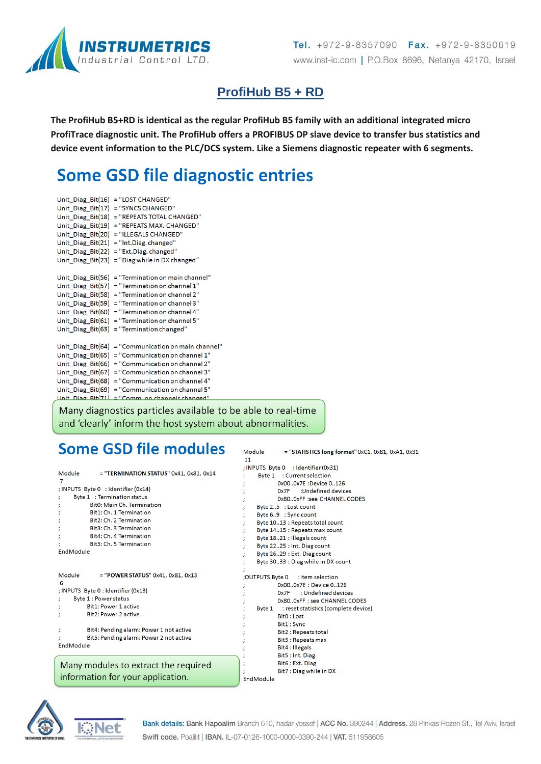INSTRUMETRICS
Industrial Control LTD.

Tel. +972-9-8357090 Fax. +972-9-8350619
www.inst-ic.com | P.O.Box 8696, Netanya 42170, Israel

# ProfiHub B5 + RD

**The ProfiHub B5+RD is identical as the regular ProfiHub B5 family with an additional integrated micro ProfiTrace diagnostic unit. The ProfiHub offers a PROFIBUS DP slave device to transfer bus statistics and device event information to the PLC/DCS system. Like a Siemens diagnostic repeater with 6 segments.**

## Some GSD file diagnostic entries

```
Unit_Diag_Bit(16)  = "LOST CHANGED"
Unit_Diag_Bit(17)  = "SYNCS CHANGED"
Unit_Diag_Bit(18)  = "REPEATS TOTAL CHANGED"
Unit_Diag_Bit(19)  = "REPEATS MAX. CHANGED"
Unit_Diag_Bit(20)  = "ILLEGALS CHANGED"
Unit_Diag_Bit(21)  = "Int.Diag. changed"
Unit_Diag_Bit(22)  = "Ext.Diag. changed"
Unit_Diag_Bit(23)  = "Diag while in DX changed"

Unit_Diag_Bit(56)  = "Termination on main channel"
Unit_Diag_Bit(57)  = "Termination on channel 1"
Unit_Diag_Bit(58)  = "Termination on channel 2"
Unit_Diag_Bit(59)  = "Termination on channel 3"
Unit_Diag_Bit(60)  = "Termination on channel 4"
Unit_Diag_Bit(61)  = "Termination on channel 5"
Unit_Diag_Bit(63)  = "Termination changed"

Unit_Diag_Bit(64)  = "Communication on main channel"
Unit_Diag_Bit(65)  = "Communication on channel 1"
Unit_Diag_Bit(66)  = "Communication on channel 2"
Unit_Diag_Bit(67)  = "Communication on channel 3"
Unit_Diag_Bit(68)  = "Communication on channel 4"
Unit_Diag_Bit(69)  = "Communication on channel 5"
Unit_Diag_Bit(71)  = "Comm. on channels changed"
```

Many diagnostics particles available to be able to real-time and 'clearly' inform the host system about abnormalities.

## Some GSD file modules

```
Module       = "TERMINATION STATUS" 0x41, 0x81, 0x14
7
; INPUTS  Byte 0   : Identifier (0x14)
;      Byte 1   : Termination status
;            Bit0: Main Ch. Termination
;            Bit1: Ch. 1 Termination
;            Bit2: Ch. 2 Termination
;            Bit3: Ch. 3 Termination
;            Bit4: Ch. 4 Termination
;            Bit5: Ch. 5 Termination
EndModule

Module       = "POWER STATUS" 0x41, 0x81, 0x13
6
; INPUTS  Byte 0 : Identifier (0x13)
;      Byte 1 : Power status
;            Bit1: Power 1 active
;            Bit2: Power 2 active

;            Bit4: Pending alarm: Power 1 not active
;            Bit5: Pending alarm: Power 2 not active
EndModule
```

Many modules to extract the required information for your application.

```
Module       = "STATISTICS long format" 0xC1, 0x81, 0xA1, 0x31
11
; INPUTS  Byte 0    : Identifier (0x31)
;      Byte 1    : Current selection
;            0x00..0x7E :Device 0..126
;            0x7F       :Undefined devices
;            0x80..0xFF :see CHANNEL CODES
;      Byte 2..5   : Lost count
;      Byte 6..9   : Sync count
;      Byte 10..13 : Repeats total count
;      Byte 14..15 : Repeats max count
;      Byte 18..21 : Illegals count
;      Byte 22..25 : Int. Diag count
;      Byte 26..29 : Ext. Diag count
;      Byte 30..33 : Diag while in DX count
;
;OUTPUTS Byte 0      : item selection
;            0x00..0x7E : Device 0..126
;            0x7F       : Undefined devices
;            0x80..0xFF : see CHANNEL CODES
;      Byte 1      : reset statistics (complete device)
;            Bit0 : Lost
;            Bit1 : Sync
;            Bit2 : Repeats total
;            Bit3 : Repeats max
;            Bit4 : Illegals
;            Bit5 : Int. Diag
;            Bit6 : Ext. Diag
;            Bit7 : Diag while in DX
EndModule
```

**Bank details:** Bank Hapoalim Branch 610, hadar yossef | **ACC No.** 390244 | **Address.** 28 Pinkas Rozen St., Tel Aviv, Israel
**Swift code.** Poalilit | **IBAN.** IL-07-0126-1000-0000-0390-244 | **VAT.** 511958605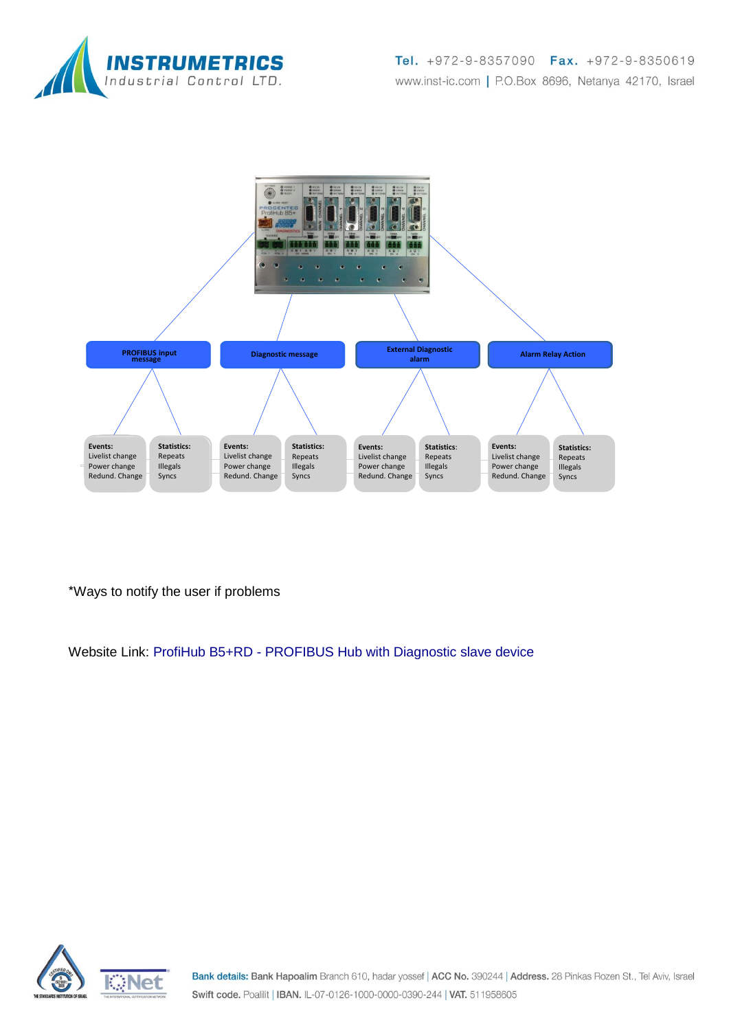PROFIBUS input message

Diagnostic message

External Diagnostic alarm

Alarm Relay Action

**Events:**
Livelist change
Power change
Redund. Change

**Statistics:**
Repeats
Illegals
Syncs

*Ways to notify the user if problems

Website Link: ProfiHub B5+RD - PROFIBUS Hub with Diagnostic slave device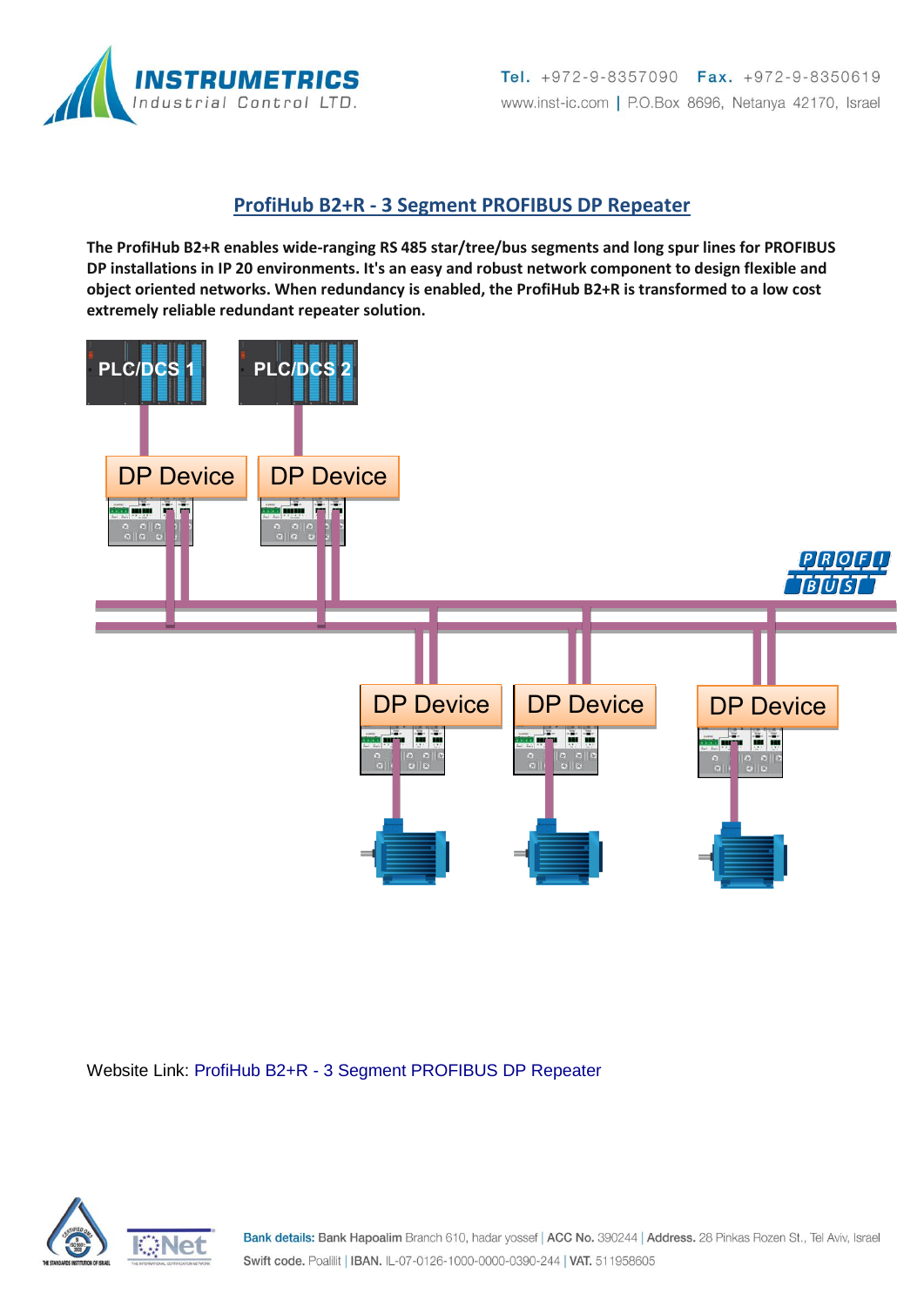## ProfiHub B2+R - 3 Segment PROFIBUS DP Repeater

**The ProfiHub B2+R enables wide-ranging RS 485 star/tree/bus segments and long spur lines for PROFIBUS DP installations in IP 20 environments. It's an easy and robust network component to design flexible and object oriented networks. When redundancy is enabled, the ProfiHub B2+R is transformed to a low cost extremely reliable redundant repeater solution.**

Website Link: ProfiHub B2+R - 3 Segment PROFIBUS DP Repeater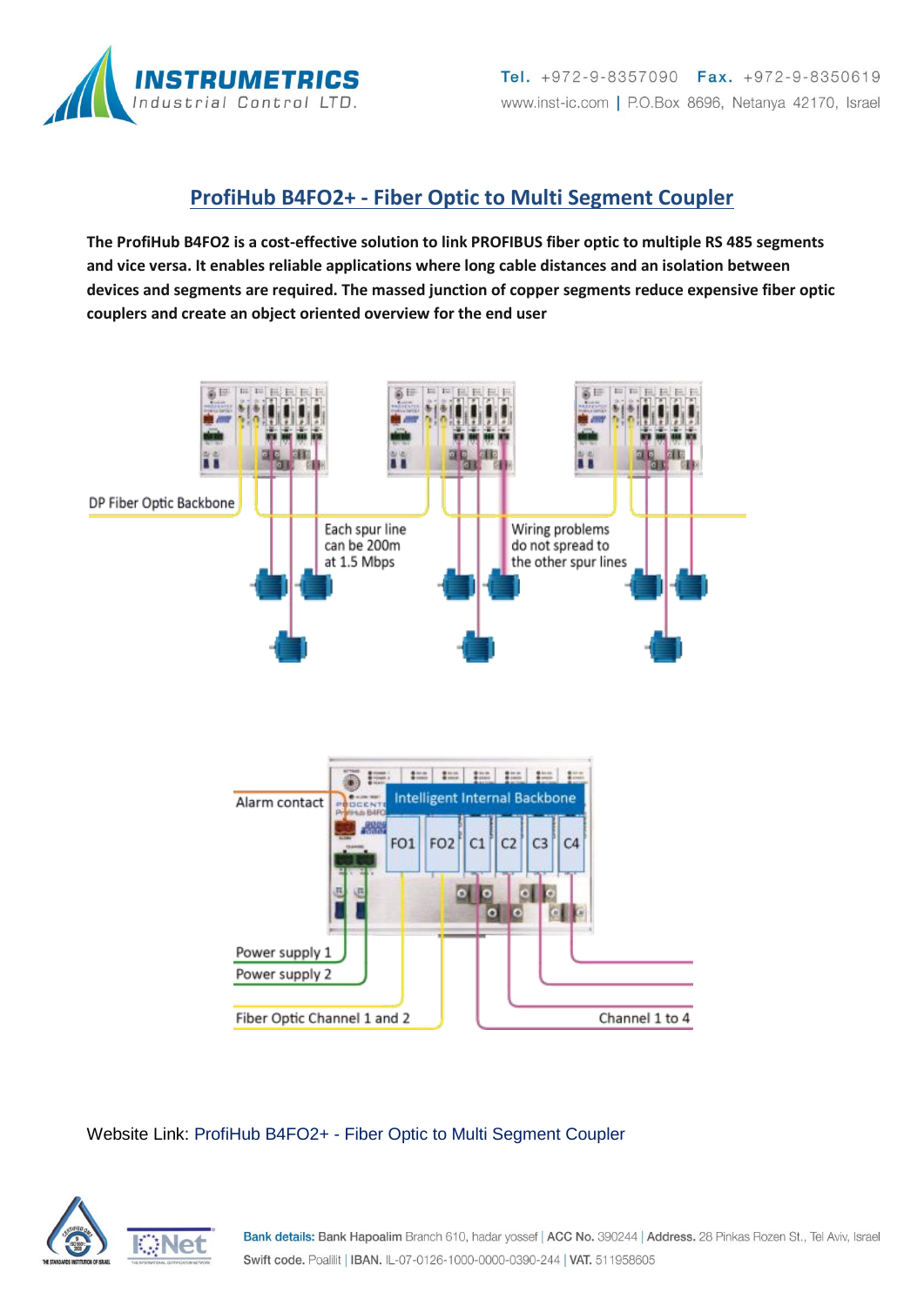## ProfiHub B4FO2+ - Fiber Optic to Multi Segment Coupler

**The ProfiHub B4FO2 is a cost-effective solution to link PROFIBUS fiber optic to multiple RS 485 segments and vice versa. It enables reliable applications where long cable distances and an isolation between devices and segments are required. The massed junction of copper segments reduce expensive fiber optic couplers and create an object oriented overview for the end user**

DP Fiber Optic Backbone

Each spur line can be 200m at 1.5 Mbps

Wiring problems do not spread to the other spur lines

Alarm contact

Intelligent Internal Backbone

FO1 FO2 C1 C2 C3 C4

Power supply 1

Power supply 2

Fiber Optic Channel 1 and 2

Channel 1 to 4

Website Link: ProfiHub B4FO2+ - Fiber Optic to Multi Segment Coupler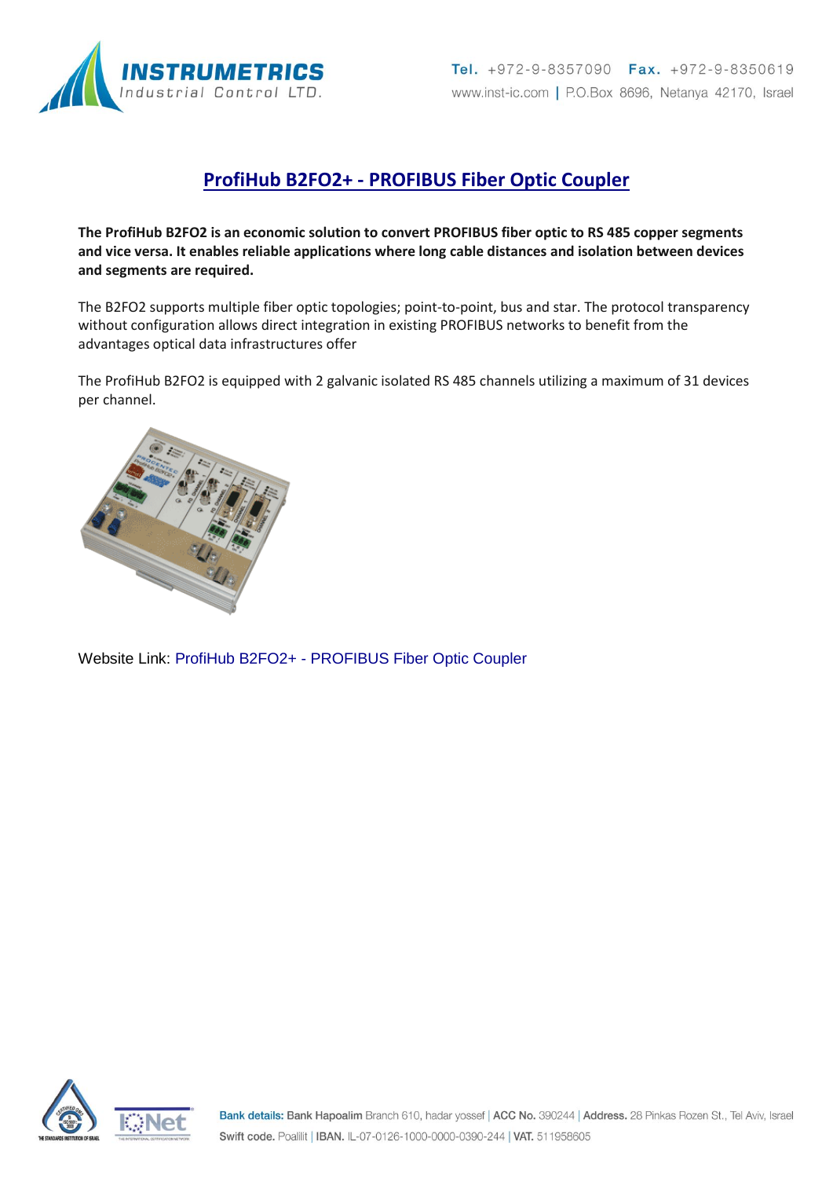## ProfiHub B2FO2+ - PROFIBUS Fiber Optic Coupler

**The ProfiHub B2FO2 is an economic solution to convert PROFIBUS fiber optic to RS 485 copper segments and vice versa. It enables reliable applications where long cable distances and isolation between devices and segments are required.**

The B2FO2 supports multiple fiber optic topologies; point-to-point, bus and star. The protocol transparency without configuration allows direct integration in existing PROFIBUS networks to benefit from the advantages optical data infrastructures offer

The ProfiHub B2FO2 is equipped with 2 galvanic isolated RS 485 channels utilizing a maximum of 31 devices per channel.

Website Link: ProfiHub B2FO2+ - PROFIBUS Fiber Optic Coupler